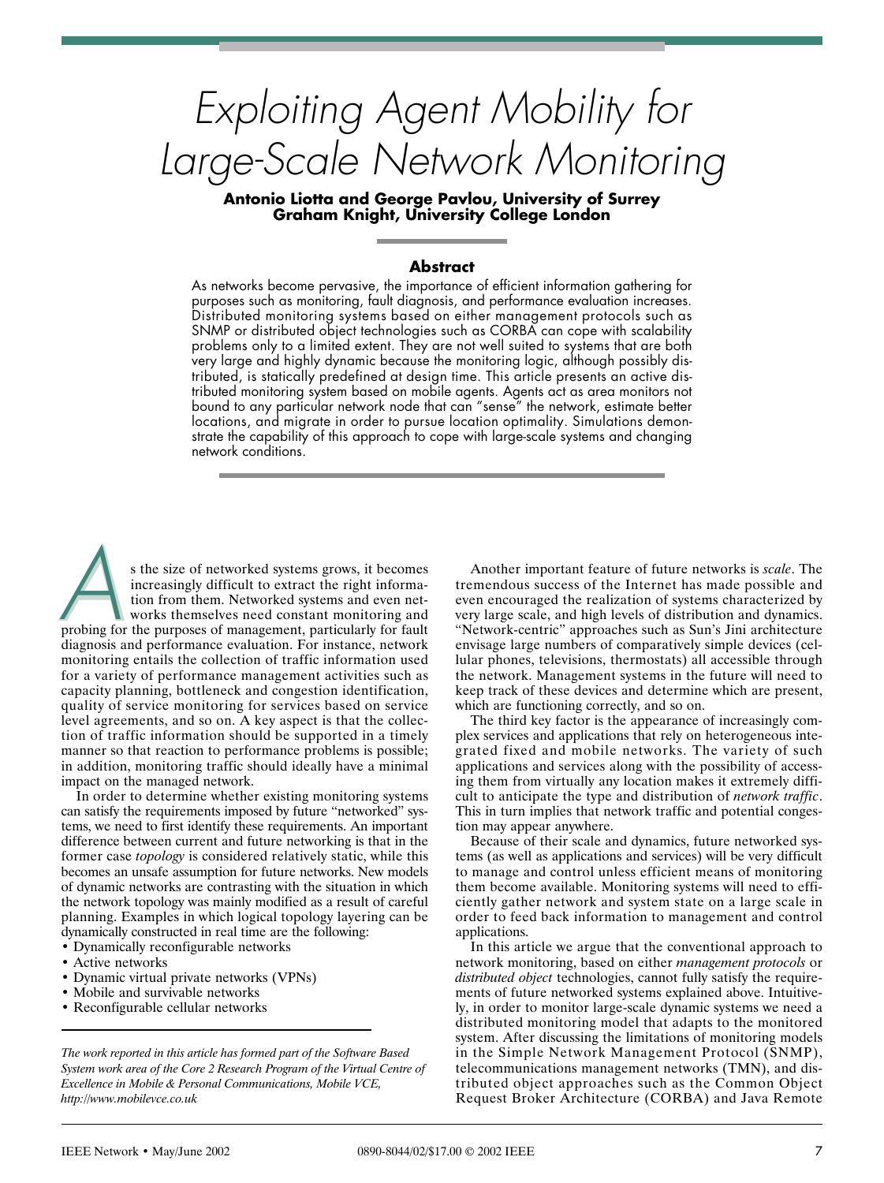# Exploiting Agent Mobility for Large-Scale Network Monitoring

**Antonio Liotta and George Pavlou, University of Surrey**
**Graham Knight, University College London**

## Abstract

As networks become pervasive, the importance of efficient information gathering for purposes such as monitoring, fault diagnosis, and performance evaluation increases. Distributed monitoring systems based on either management protocols such as SNMP or distributed object technologies such as CORBA can cope with scalability problems only to a limited extent. They are not well suited to systems that are both very large and highly dynamic because the monitoring logic, although possibly distributed, is statically predefined at design time. This article presents an active distributed monitoring system based on mobile agents. Agents act as area monitors not bound to any particular network node that can "sense" the network, estimate better locations, and migrate in order to pursue location optimality. Simulations demonstrate the capability of this approach to cope with large-scale systems and changing network conditions.

As the size of networked systems grows, it becomes increasingly difficult to extract the right information from them. Networked systems and even networks themselves need constant monitoring and probing for the purposes of management, particularly for fault diagnosis and performance evaluation. For instance, network monitoring entails the collection of traffic information used for a variety of performance management activities such as capacity planning, bottleneck and congestion identification, quality of service monitoring for services based on service level agreements, and so on. A key aspect is that the collection of traffic information should be supported in a timely manner so that reaction to performance problems is possible; in addition, monitoring traffic should ideally have a minimal impact on the managed network.

In order to determine whether existing monitoring systems can satisfy the requirements imposed by future "networked" systems, we need to first identify these requirements. An important difference between current and future networking is that in the former case *topology* is considered relatively static, while this becomes an unsafe assumption for future networks. New models of dynamic networks are contrasting with the situation in which the network topology was mainly modified as a result of careful planning. Examples in which logical topology layering can be dynamically constructed in real time are the following:

- Dynamically reconfigurable networks
- Active networks
- Dynamic virtual private networks (VPNs)
- Mobile and survivable networks
- Reconfigurable cellular networks

*The work reported in this article has formed part of the Software Based System work area of the Core 2 Research Program of the Virtual Centre of Excellence in Mobile & Personal Communications, Mobile VCE, http://www.mobilevce.co.uk*

Another important feature of future networks is *scale*. The tremendous success of the Internet has made possible and even encouraged the realization of systems characterized by very large scale, and high levels of distribution and dynamics. "Network-centric" approaches such as Sun's Jini architecture envisage large numbers of comparatively simple devices (cellular phones, televisions, thermostats) all accessible through the network. Management systems in the future will need to keep track of these devices and determine which are present, which are functioning correctly, and so on.

The third key factor is the appearance of increasingly complex services and applications that rely on heterogeneous integrated fixed and mobile networks. The variety of such applications and services along with the possibility of accessing them from virtually any location makes it extremely difficult to anticipate the type and distribution of *network traffic*. This in turn implies that network traffic and potential congestion may appear anywhere.

Because of their scale and dynamics, future networked systems (as well as applications and services) will be very difficult to manage and control unless efficient means of monitoring them become available. Monitoring systems will need to efficiently gather network and system state on a large scale in order to feed back information to management and control applications.

In this article we argue that the conventional approach to network monitoring, based on either *management protocols* or *distributed object* technologies, cannot fully satisfy the requirements of future networked systems explained above. Intuitively, in order to monitor large-scale dynamic systems we need a distributed monitoring model that adapts to the monitored system. After discussing the limitations of monitoring models in the Simple Network Management Protocol (SNMP), telecommunications management networks (TMN), and distributed object approaches such as the Common Object Request Broker Architecture (CORBA) and Java Remote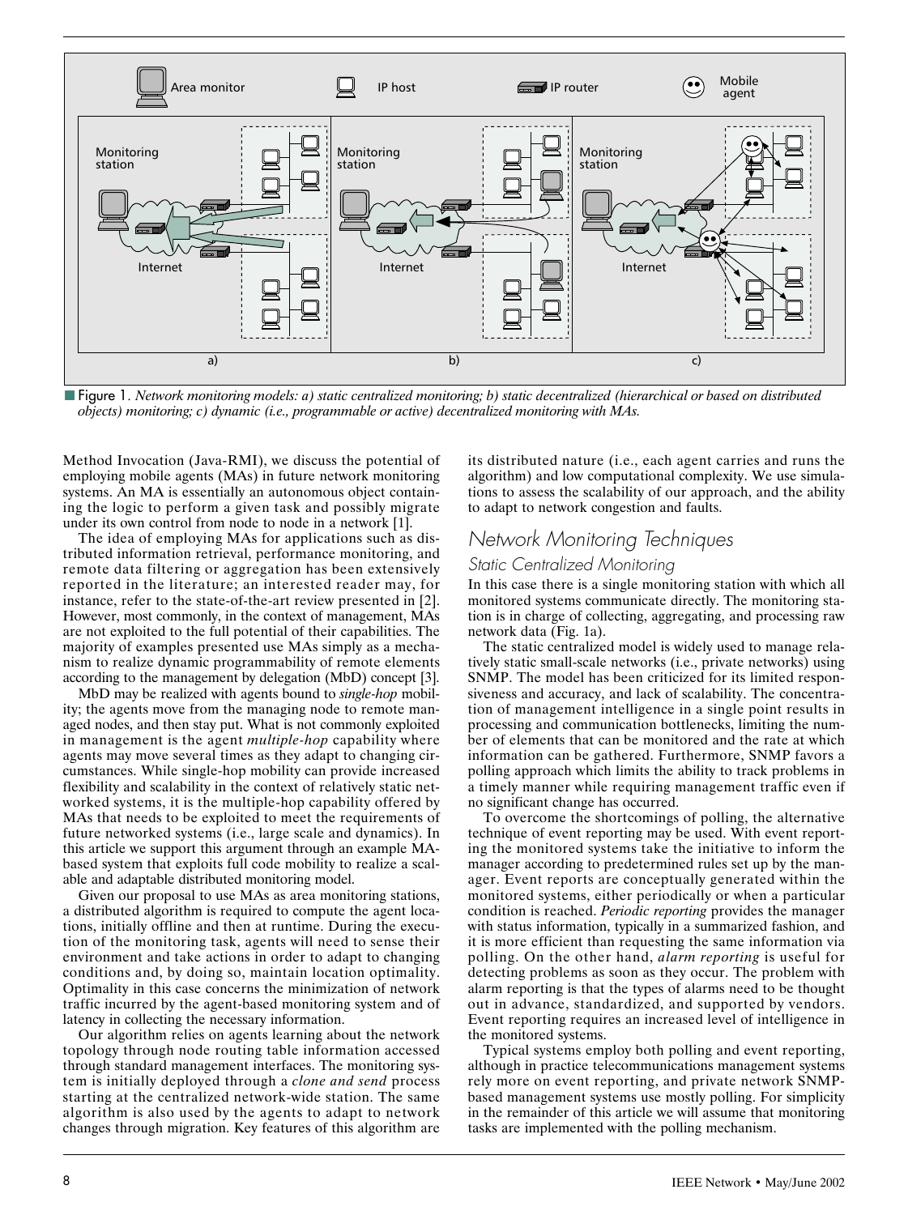■ Figure 1. *Network monitoring models: a) static centralized monitoring; b) static decentralized (hierarchical or based on distributed objects) monitoring; c) dynamic (i.e., programmable or active) decentralized monitoring with MAs.*

Method Invocation (Java-RMI), we discuss the potential of employing mobile agents (MAs) in future network monitoring systems. An MA is essentially an autonomous object containing the logic to perform a given task and possibly migrate under its own control from node to node in a network [1].

The idea of employing MAs for applications such as distributed information retrieval, performance monitoring, and remote data filtering or aggregation has been extensively reported in the literature; an interested reader may, for instance, refer to the state-of-the-art review presented in [2]. However, most commonly, in the context of management, MAs are not exploited to the full potential of their capabilities. The majority of examples presented use MAs simply as a mechanism to realize dynamic programmability of remote elements according to the management by delegation (MbD) concept [3].

MbD may be realized with agents bound to *single-hop* mobility; the agents move from the managing node to remote managed nodes, and then stay put. What is not commonly exploited in management is the agent *multiple-hop* capability where agents may move several times as they adapt to changing circumstances. While single-hop mobility can provide increased flexibility and scalability in the context of relatively static networked systems, it is the multiple-hop capability offered by MAs that needs to be exploited to meet the requirements of future networked systems (i.e., large scale and dynamics). In this article we support this argument through an example MA-based system that exploits full code mobility to realize a scalable and adaptable distributed monitoring model.

Given our proposal to use MAs as area monitoring stations, a distributed algorithm is required to compute the agent locations, initially offline and then at runtime. During the execution of the monitoring task, agents will need to sense their environment and take actions in order to adapt to changing conditions and, by doing so, maintain location optimality. Optimality in this case concerns the minimization of network traffic incurred by the agent-based monitoring system and of latency in collecting the necessary information.

Our algorithm relies on agents learning about the network topology through node routing table information accessed through standard management interfaces. The monitoring system is initially deployed through a *clone and send* process starting at the centralized network-wide station. The same algorithm is also used by the agents to adapt to network changes through migration. Key features of this algorithm are its distributed nature (i.e., each agent carries and runs the algorithm) and low computational complexity. We use simulations to assess the scalability of our approach, and the ability to adapt to network congestion and faults.

## Network Monitoring Techniques

### Static Centralized Monitoring

In this case there is a single monitoring station with which all monitored systems communicate directly. The monitoring station is in charge of collecting, aggregating, and processing raw network data (Fig. 1a).

The static centralized model is widely used to manage relatively static small-scale networks (i.e., private networks) using SNMP. The model has been criticized for its limited responsiveness and accuracy, and lack of scalability. The concentration of management intelligence in a single point results in processing and communication bottlenecks, limiting the number of elements that can be monitored and the rate at which information can be gathered. Furthermore, SNMP favors a polling approach which limits the ability to track problems in a timely manner while requiring management traffic even if no significant change has occurred.

To overcome the shortcomings of polling, the alternative technique of event reporting may be used. With event reporting the monitored systems take the initiative to inform the manager according to predetermined rules set up by the manager. Event reports are conceptually generated within the monitored systems, either periodically or when a particular condition is reached. *Periodic reporting* provides the manager with status information, typically in a summarized fashion, and it is more efficient than requesting the same information via polling. On the other hand, *alarm reporting* is useful for detecting problems as soon as they occur. The problem with alarm reporting is that the types of alarms need to be thought out in advance, standardized, and supported by vendors. Event reporting requires an increased level of intelligence in the monitored systems.

Typical systems employ both polling and event reporting, although in practice telecommunications management systems rely more on event reporting, and private network SNMP-based management systems use mostly polling. For simplicity in the remainder of this article we will assume that monitoring tasks are implemented with the polling mechanism.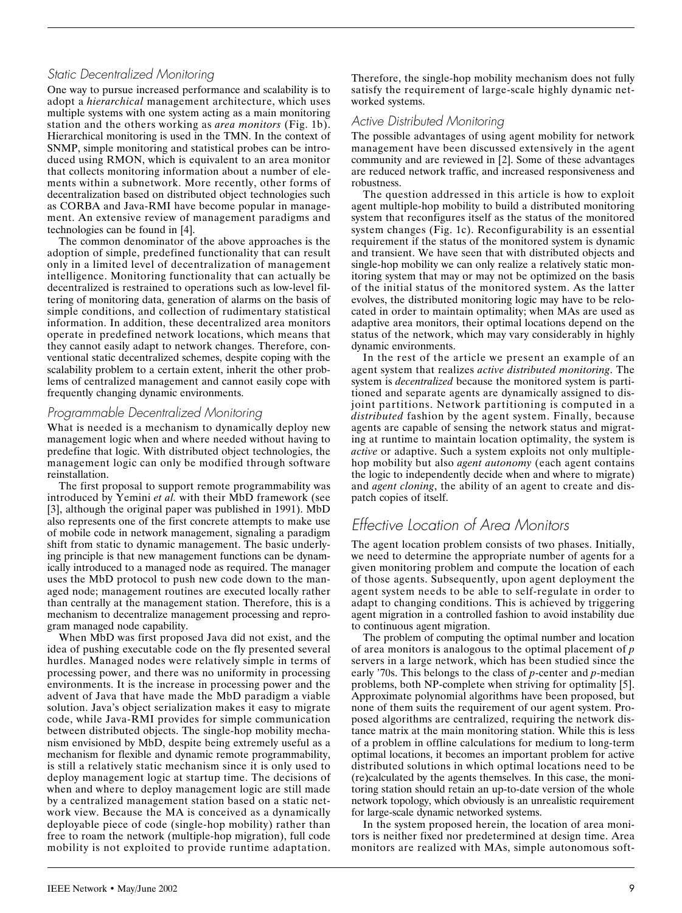### Static Decentralized Monitoring

One way to pursue increased performance and scalability is to adopt a *hierarchical* management architecture, which uses multiple systems with one system acting as a main monitoring station and the others working as *area monitors* (Fig. 1b). Hierarchical monitoring is used in the TMN. In the context of SNMP, simple monitoring and statistical probes can be introduced using RMON, which is equivalent to an area monitor that collects monitoring information about a number of elements within a subnetwork. More recently, other forms of decentralization based on distributed object technologies such as CORBA and Java-RMI have become popular in management. An extensive review of management paradigms and technologies can be found in [4].

The common denominator of the above approaches is the adoption of simple, predefined functionality that can result only in a limited level of decentralization of management intelligence. Monitoring functionality that can actually be decentralized is restrained to operations such as low-level filtering of monitoring data, generation of alarms on the basis of simple conditions, and collection of rudimentary statistical information. In addition, these decentralized area monitors operate in predefined network locations, which means that they cannot easily adapt to network changes. Therefore, conventional static decentralized schemes, despite coping with the scalability problem to a certain extent, inherit the other problems of centralized management and cannot easily cope with frequently changing dynamic environments.

### Programmable Decentralized Monitoring

What is needed is a mechanism to dynamically deploy new management logic when and where needed without having to predefine that logic. With distributed object technologies, the management logic can only be modified through software reinstallation.

The first proposal to support remote programmability was introduced by Yemini *et al.* with their MbD framework (see [3], although the original paper was published in 1991). MbD also represents one of the first concrete attempts to make use of mobile code in network management, signaling a paradigm shift from static to dynamic management. The basic underlying principle is that new management functions can be dynamically introduced to a managed node as required. The manager uses the MbD protocol to push new code down to the managed node; management routines are executed locally rather than centrally at the management station. Therefore, this is a mechanism to decentralize management processing and reprogram managed node capability.

When MbD was first proposed Java did not exist, and the idea of pushing executable code on the fly presented several hurdles. Managed nodes were relatively simple in terms of processing power, and there was no uniformity in processing environments. It is the increase in processing power and the advent of Java that have made the MbD paradigm a viable solution. Java's object serialization makes it easy to migrate code, while Java-RMI provides for simple communication between distributed objects. The single-hop mobility mechanism envisioned by MbD, despite being extremely useful as a mechanism for flexible and dynamic remote programmability, is still a relatively static mechanism since it is only used to deploy management logic at startup time. The decisions of when and where to deploy management logic are still made by a centralized management station based on a static network view. Because the MA is conceived as a dynamically deployable piece of code (single-hop mobility) rather than free to roam the network (multiple-hop migration), full code mobility is not exploited to provide runtime adaptation. Therefore, the single-hop mobility mechanism does not fully satisfy the requirement of large-scale highly dynamic networked systems.

### Active Distributed Monitoring

The possible advantages of using agent mobility for network management have been discussed extensively in the agent community and are reviewed in [2]. Some of these advantages are reduced network traffic, and increased responsiveness and robustness.

The question addressed in this article is how to exploit agent multiple-hop mobility to build a distributed monitoring system that reconfigures itself as the status of the monitored system changes (Fig. 1c). Reconfigurability is an essential requirement if the status of the monitored system is dynamic and transient. We have seen that with distributed objects and single-hop mobility we can only realize a relatively static monitoring system that may or may not be optimized on the basis of the initial status of the monitored system. As the latter evolves, the distributed monitoring logic may have to be relocated in order to maintain optimality; when MAs are used as adaptive area monitors, their optimal locations depend on the status of the network, which may vary considerably in highly dynamic environments.

In the rest of the article we present an example of an agent system that realizes *active distributed monitoring*. The system is *decentralized* because the monitored system is partitioned and separate agents are dynamically assigned to disjoint partitions. Network partitioning is computed in a *distributed* fashion by the agent system. Finally, because agents are capable of sensing the network status and migrating at runtime to maintain location optimality, the system is *active* or adaptive. Such a system exploits not only multiple-hop mobility but also *agent autonomy* (each agent contains the logic to independently decide when and where to migrate) and *agent cloning*, the ability of an agent to create and dispatch copies of itself.

## Effective Location of Area Monitors

The agent location problem consists of two phases. Initially, we need to determine the appropriate number of agents for a given monitoring problem and compute the location of each of those agents. Subsequently, upon agent deployment the agent system needs to be able to self-regulate in order to adapt to changing conditions. This is achieved by triggering agent migration in a controlled fashion to avoid instability due to continuous agent migration.

The problem of computing the optimal number and location of area monitors is analogous to the optimal placement of $p$ servers in a large network, which has been studied since the early '70s. This belongs to the class of $p$-center and $p$-median problems, both NP-complete when striving for optimality [5]. Approximate polynomial algorithms have been proposed, but none of them suits the requirement of our agent system. Proposed algorithms are centralized, requiring the network distance matrix at the main monitoring station. While this is less of a problem in offline calculations for medium to long-term optimal locations, it becomes an important problem for active distributed solutions in which optimal locations need to be (re)calculated by the agents themselves. In this case, the monitoring station should retain an up-to-date version of the whole network topology, which obviously is an unrealistic requirement for large-scale dynamic networked systems.

In the system proposed herein, the location of area monitors is neither fixed nor predetermined at design time. Area monitors are realized with MAs, simple autonomous soft-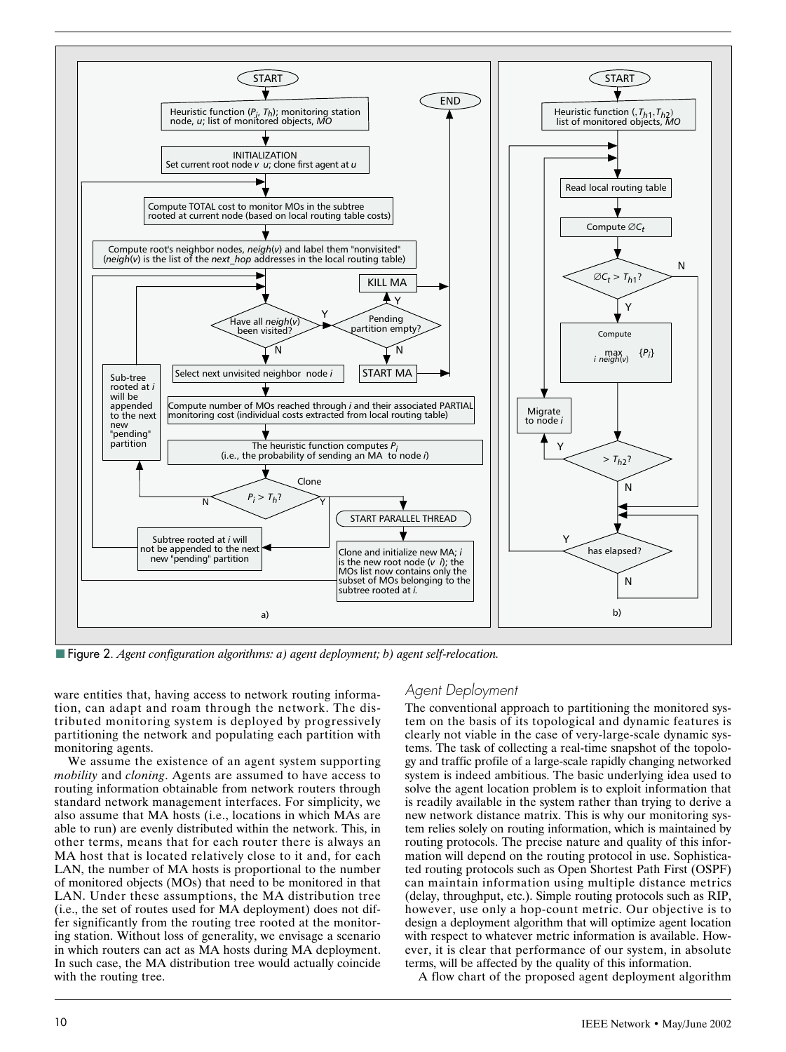Figure 2. *Agent configuration algorithms: a) agent deployment; b) agent self-relocation.*

ware entities that, having access to network routing information, can adapt and roam through the network. The distributed monitoring system is deployed by progressively partitioning the network and populating each partition with monitoring agents.

We assume the existence of an agent system supporting *mobility* and *cloning*. Agents are assumed to have access to routing information obtainable from network routers through standard network management interfaces. For simplicity, we also assume that MA hosts (i.e., locations in which MAs are able to run) are evenly distributed within the network. This, in other terms, means that for each router there is always an MA host that is located relatively close to it and, for each LAN, the number of MA hosts is proportional to the number of monitored objects (MOs) that need to be monitored in that LAN. Under these assumptions, the MA distribution tree (i.e., the set of routes used for MA deployment) does not differ significantly from the routing tree rooted at the monitoring station. Without loss of generality, we envisage a scenario in which routers can act as MA hosts during MA deployment. In such case, the MA distribution tree would actually coincide with the routing tree.

## Agent Deployment

The conventional approach to partitioning the monitored system on the basis of its topological and dynamic features is clearly not viable in the case of very-large-scale dynamic systems. The task of collecting a real-time snapshot of the topology and traffic profile of a large-scale rapidly changing networked system is indeed ambitious. The basic underlying idea used to solve the agent location problem is to exploit information that is readily available in the system rather than trying to derive a new network distance matrix. This is why our monitoring system relies solely on routing information, which is maintained by routing protocols. The precise nature and quality of this information will depend on the routing protocol in use. Sophisticated routing protocols such as Open Shortest Path First (OSPF) can maintain information using multiple distance metrics (delay, throughput, etc.). Simple routing protocols such as RIP, however, use only a hop-count metric. Our objective is to design a deployment algorithm that will optimize agent location with respect to whatever metric information is available. However, it is clear that performance of our system, in absolute terms, will be affected by the quality of this information.

A flow chart of the proposed agent deployment algorithm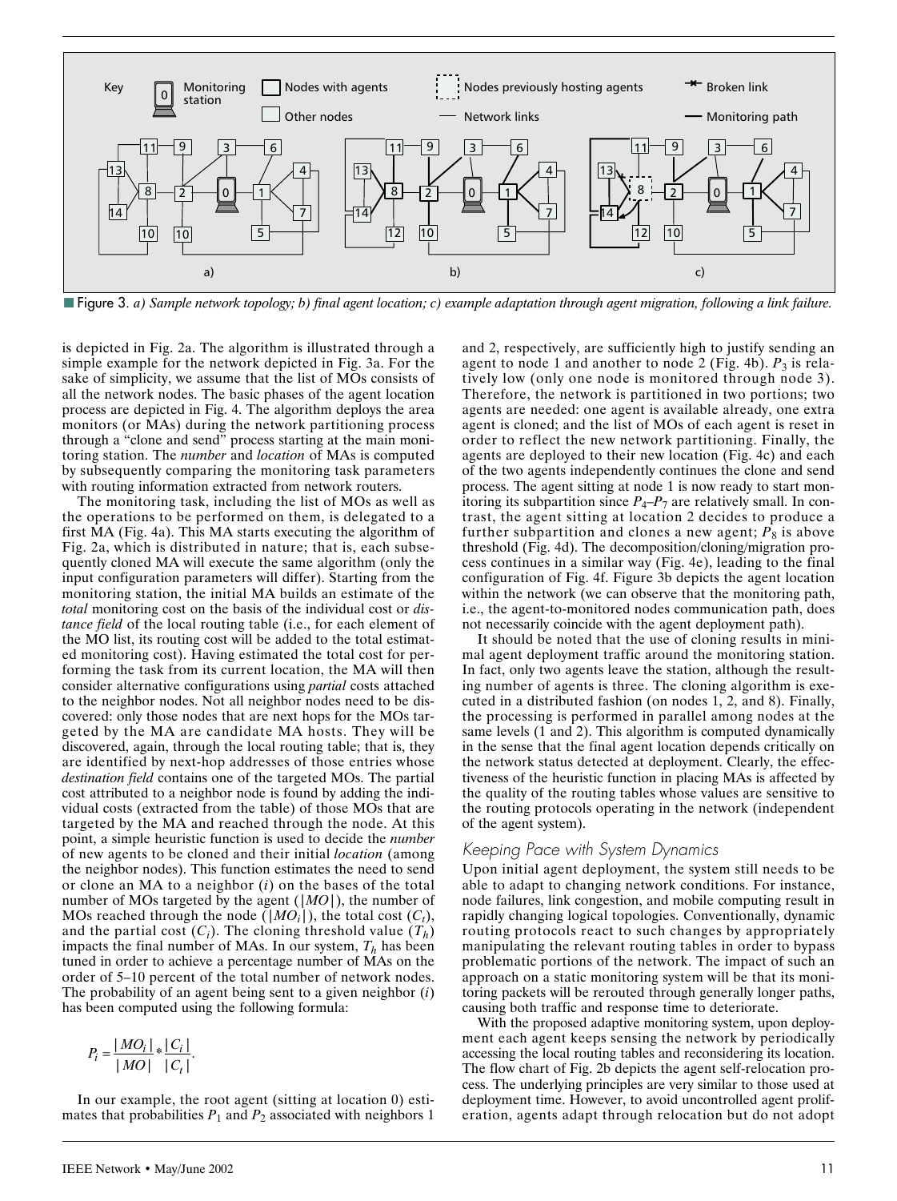■ Figure 3. *a) Sample network topology; b) final agent location; c) example adaptation through agent migration, following a link failure.*

is depicted in Fig. 2a. The algorithm is illustrated through a simple example for the network depicted in Fig. 3a. For the sake of simplicity, we assume that the list of MOs consists of all the network nodes. The basic phases of the agent location process are depicted in Fig. 4. The algorithm deploys the area monitors (or MAs) during the network partitioning process through a "clone and send" process starting at the main monitoring station. The *number* and *location* of MAs is computed by subsequently comparing the monitoring task parameters with routing information extracted from network routers.

The monitoring task, including the list of MOs as well as the operations to be performed on them, is delegated to a first MA (Fig. 4a). This MA starts executing the algorithm of Fig. 2a, which is distributed in nature; that is, each subsequently cloned MA will execute the same algorithm (only the input configuration parameters will differ). Starting from the monitoring station, the initial MA builds an estimate of the *total* monitoring cost on the basis of the individual cost or *distance field* of the local routing table (i.e., for each element of the MO list, its routing cost will be added to the total estimated monitoring cost). Having estimated the total cost for performing the task from its current location, the MA will then consider alternative configurations using *partial* costs attached to the neighbor nodes. Not all neighbor nodes need to be discovered: only those nodes that are next hops for the MOs targeted by the MA are candidate MA hosts. They will be discovered, again, through the local routing table; that is, they are identified by next-hop addresses of those entries whose *destination field* contains one of the targeted MOs. The partial cost attributed to a neighbor node is found by adding the individual costs (extracted from the table) of those MOs that are targeted by the MA and reached through the node. At this point, a simple heuristic function is used to decide the *number* of new agents to be cloned and their initial *location* (among the neighbor nodes). This function estimates the need to send or clone an MA to a neighbor ($i$) on the bases of the total number of MOs targeted by the agent ($|MO|$), the number of MOs reached through the node ($|MO_i|$), the total cost ($C_t$), and the partial cost ($C_i$). The cloning threshold value ($T_h$) impacts the final number of MAs. In our system, $T_h$ has been tuned in order to achieve a percentage number of MAs on the order of 5–10 percent of the total number of network nodes. The probability of an agent being sent to a given neighbor ($i$) has been computed using the following formula:

$$P_i = \frac{|MO_i|}{|MO|} * \frac{|C_i|}{|C_t|}.$$

In our example, the root agent (sitting at location 0) estimates that probabilities $P_1$ and $P_2$ associated with neighbors 1 and 2, respectively, are sufficiently high to justify sending an agent to node 1 and another to node 2 (Fig. 4b). $P_3$ is relatively low (only one node is monitored through node 3). Therefore, the network is partitioned in two portions; two agents are needed: one agent is available already, one extra agent is cloned; and the list of MOs of each agent is reset in order to reflect the new network partitioning. Finally, the agents are deployed to their new location (Fig. 4c) and each of the two agents independently continues the clone and send process. The agent sitting at node 1 is now ready to start monitoring its subpartition since $P_4$–$P_7$ are relatively small. In contrast, the agent sitting at location 2 decides to produce a further subpartition and clones a new agent; $P_8$ is above threshold (Fig. 4d). The decomposition/cloning/migration process continues in a similar way (Fig. 4e), leading to the final configuration of Fig. 4f. Figure 3b depicts the agent location within the network (we can observe that the monitoring path, i.e., the agent-to-monitored nodes communication path, does not necessarily coincide with the agent deployment path).

It should be noted that the use of cloning results in minimal agent deployment traffic around the monitoring station. In fact, only two agents leave the station, although the resulting number of agents is three. The cloning algorithm is executed in a distributed fashion (on nodes 1, 2, and 8). Finally, the processing is performed in parallel among nodes at the same levels (1 and 2). This algorithm is computed dynamically in the sense that the final agent location depends critically on the network status detected at deployment. Clearly, the effectiveness of the heuristic function in placing MAs is affected by the quality of the routing tables whose values are sensitive to the routing protocols operating in the network (independent of the agent system).

## Keeping Pace with System Dynamics

Upon initial agent deployment, the system still needs to be able to adapt to changing network conditions. For instance, node failures, link congestion, and mobile computing result in rapidly changing logical topologies. Conventionally, dynamic routing protocols react to such changes by appropriately manipulating the relevant routing tables in order to bypass problematic portions of the network. The impact of such an approach on a static monitoring system will be that its monitoring packets will be rerouted through generally longer paths, causing both traffic and response time to deteriorate.

With the proposed adaptive monitoring system, upon deployment each agent keeps sensing the network by periodically accessing the local routing tables and reconsidering its location. The flow chart of Fig. 2b depicts the agent self-relocation process. The underlying principles are very similar to those used at deployment time. However, to avoid uncontrolled agent proliferation, agents adapt through relocation but do not adopt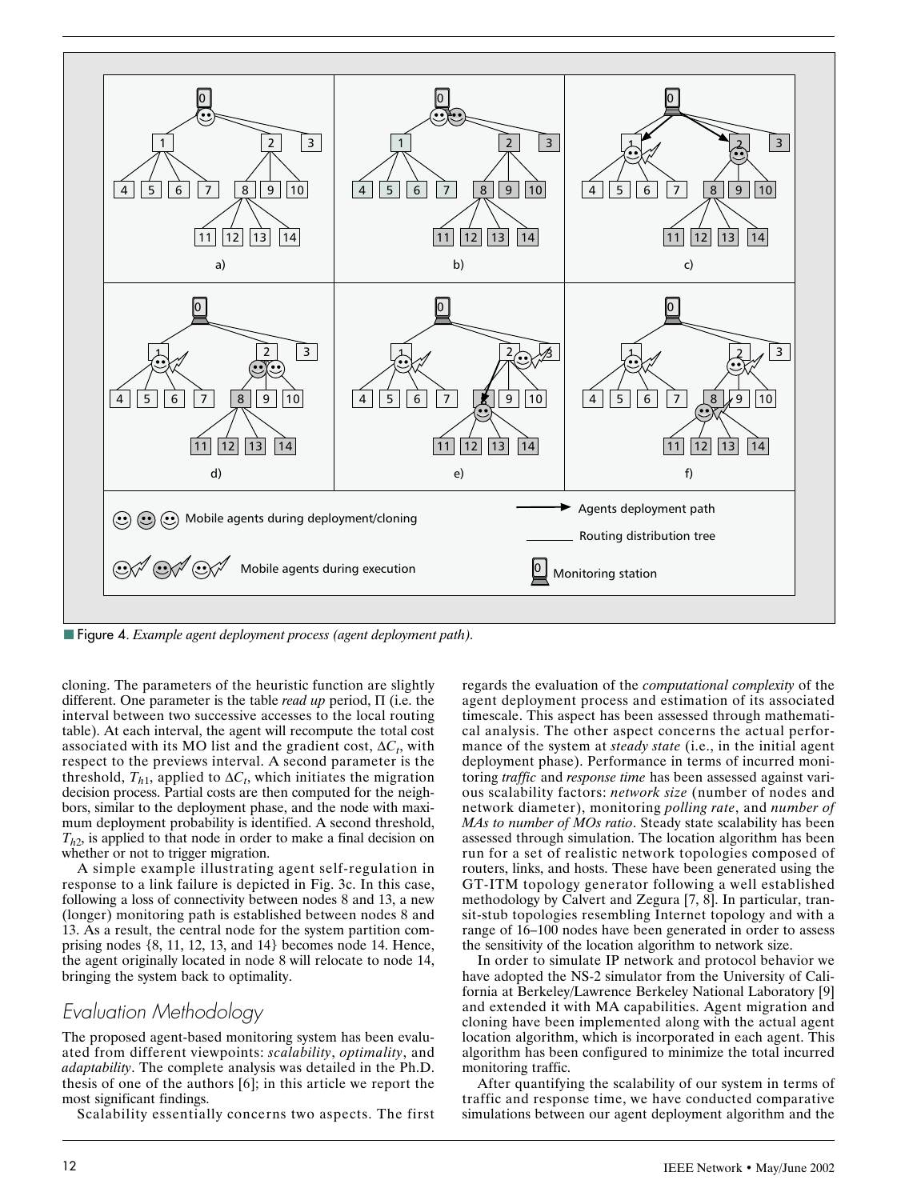■ Figure 4. *Example agent deployment process (agent deployment path).*

cloning. The parameters of the heuristic function are slightly different. One parameter is the table *read up* period, Π (i.e. the interval between two successive accesses to the local routing table). At each interval, the agent will recompute the total cost associated with its MO list and the gradient cost, $\Delta C_t$, with respect to the previews interval. A second parameter is the threshold, $T_{h1}$, applied to $\Delta C_t$, which initiates the migration decision process. Partial costs are then computed for the neighbors, similar to the deployment phase, and the node with maximum deployment probability is identified. A second threshold, $T_{h2}$, is applied to that node in order to make a final decision on whether or not to trigger migration.

A simple example illustrating agent self-regulation in response to a link failure is depicted in Fig. 3c. In this case, following a loss of connectivity between nodes 8 and 13, a new (longer) monitoring path is established between nodes 8 and 13. As a result, the central node for the system partition comprising nodes {8, 11, 12, 13, and 14} becomes node 14. Hence, the agent originally located in node 8 will relocate to node 14, bringing the system back to optimality.

## Evaluation Methodology

The proposed agent-based monitoring system has been evaluated from different viewpoints: *scalability*, *optimality*, and *adaptability*. The complete analysis was detailed in the Ph.D. thesis of one of the authors [6]; in this article we report the most significant findings.

Scalability essentially concerns two aspects. The first regards the evaluation of the *computational complexity* of the agent deployment process and estimation of its associated timescale. This aspect has been assessed through mathematical analysis. The other aspect concerns the actual performance of the system at *steady state* (i.e., in the initial agent deployment phase). Performance in terms of incurred monitoring *traffic* and *response time* has been assessed against various scalability factors: *network size* (number of nodes and network diameter), monitoring *polling rate*, and *number of MAs to number of MOs ratio*. Steady state scalability has been assessed through simulation. The location algorithm has been run for a set of realistic network topologies composed of routers, links, and hosts. These have been generated using the GT-ITM topology generator following a well established methodology by Calvert and Zegura [7, 8]. In particular, transit-stub topologies resembling Internet topology and with a range of 16–100 nodes have been generated in order to assess the sensitivity of the location algorithm to network size.

In order to simulate IP network and protocol behavior we have adopted the NS-2 simulator from the University of California at Berkeley/Lawrence Berkeley National Laboratory [9] and extended it with MA capabilities. Agent migration and cloning have been implemented along with the actual agent location algorithm, which is incorporated in each agent. This algorithm has been configured to minimize the total incurred monitoring traffic.

After quantifying the scalability of our system in terms of traffic and response time, we have conducted comparative simulations between our agent deployment algorithm and the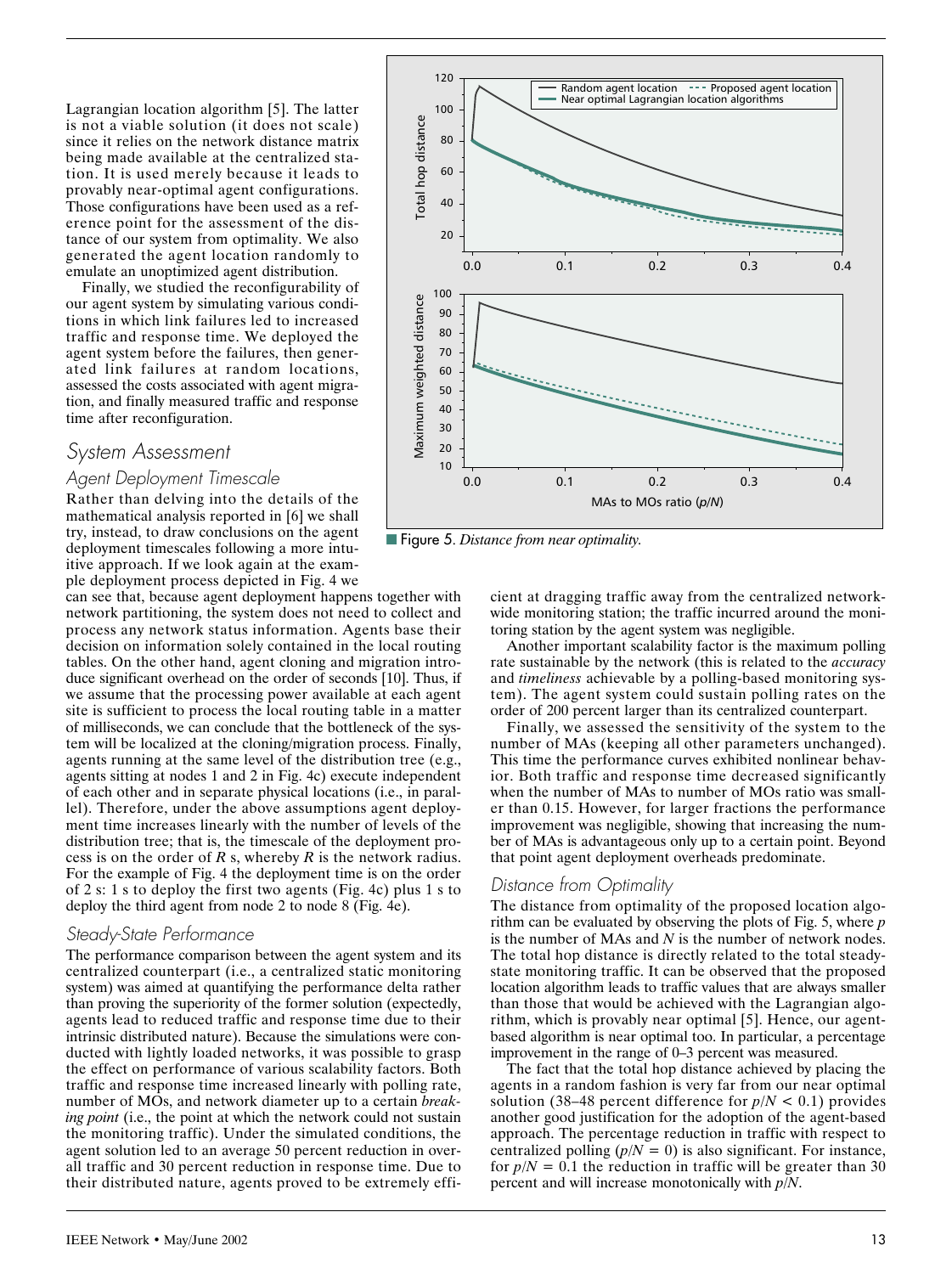Lagrangian location algorithm [5]. The latter is not a viable solution (it does not scale) since it relies on the network distance matrix being made available at the centralized station. It is used merely because it leads to provably near-optimal agent configurations. Those configurations have been used as a reference point for the assessment of the distance of our system from optimality. We also generated the agent location randomly to emulate an unoptimized agent distribution.

Finally, we studied the reconfigurability of our agent system by simulating various conditions in which link failures led to increased traffic and response time. We deployed the agent system before the failures, then generated link failures at random locations, assessed the costs associated with agent migration, and finally measured traffic and response time after reconfiguration.

## System Assessment

### Agent Deployment Timescale

Rather than delving into the details of the mathematical analysis reported in [6] we shall try, instead, to draw conclusions on the agent deployment timescales following a more intuitive approach. If we look again at the example deployment process depicted in Fig. 4 we can see that, because agent deployment happens together with network partitioning, the system does not need to collect and process any network status information. Agents base their decision on information solely contained in the local routing tables. On the other hand, agent cloning and migration introduce significant overhead on the order of seconds [10]. Thus, if we assume that the processing power available at each agent site is sufficient to process the local routing table in a matter of milliseconds, we can conclude that the bottleneck of the system will be localized at the cloning/migration process. Finally, agents running at the same level of the distribution tree (e.g., agents sitting at nodes 1 and 2 in Fig. 4c) execute independent of each other and in separate physical locations (i.e., in parallel). Therefore, under the above assumptions agent deployment time increases linearly with the number of levels of the distribution tree; that is, the timescale of the deployment process is on the order of $R$ s, whereby $R$ is the network radius. For the example of Fig. 4 the deployment time is on the order of 2 s: 1 s to deploy the first two agents (Fig. 4c) plus 1 s to deploy the third agent from node 2 to node 8 (Fig. 4e).

### Steady-State Performance

The performance comparison between the agent system and its centralized counterpart (i.e., a centralized static monitoring system) was aimed at quantifying the performance delta rather than proving the superiority of the former solution (expectedly, agents lead to reduced traffic and response time due to their intrinsic distributed nature). Because the simulations were conducted with lightly loaded networks, it was possible to grasp the effect on performance of various scalability factors. Both traffic and response time increased linearly with polling rate, number of MOs, and network diameter up to a certain *breaking point* (i.e., the point at which the network could not sustain the monitoring traffic). Under the simulated conditions, the agent solution led to an average 50 percent reduction in overall traffic and 30 percent reduction in response time. Due to their distributed nature, agents proved to be extremely efficient at dragging traffic away from the centralized network-wide monitoring station; the traffic incurred around the monitoring station by the agent system was negligible.

Another important scalability factor is the maximum polling rate sustainable by the network (this is related to the *accuracy* and *timeliness* achievable by a polling-based monitoring system). The agent system could sustain polling rates on the order of 200 percent larger than its centralized counterpart.

Finally, we assessed the sensitivity of the system to the number of MAs (keeping all other parameters unchanged). This time the performance curves exhibited nonlinear behavior. Both traffic and response time decreased significantly when the number of MAs to number of MOs ratio was smaller than 0.15. However, for larger fractions the performance improvement was negligible, showing that increasing the number of MAs is advantageous only up to a certain point. Beyond that point agent deployment overheads predominate.

### Distance from Optimality

The distance from optimality of the proposed location algorithm can be evaluated by observing the plots of Fig. 5, where $p$ is the number of MAs and $N$ is the number of network nodes. The total hop distance is directly related to the total steady-state monitoring traffic. It can be observed that the proposed location algorithm leads to traffic values that are always smaller than those that would be achieved with the Lagrangian algorithm, which is provably near optimal [5]. Hence, our agent-based algorithm is near optimal too. In particular, a percentage improvement in the range of 0–3 percent was measured.

The fact that the total hop distance achieved by placing the agents in a random fashion is very far from our near optimal solution (38–48 percent difference for $p/N < 0.1$) provides another good justification for the adoption of the agent-based approach. The percentage reduction in traffic with respect to centralized polling ($p/N = 0$) is also significant. For instance, for $p/N = 0.1$ the reduction in traffic will be greater than 30 percent and will increase monotonically with $p/N$.

Figure 5. *Distance from near optimality.*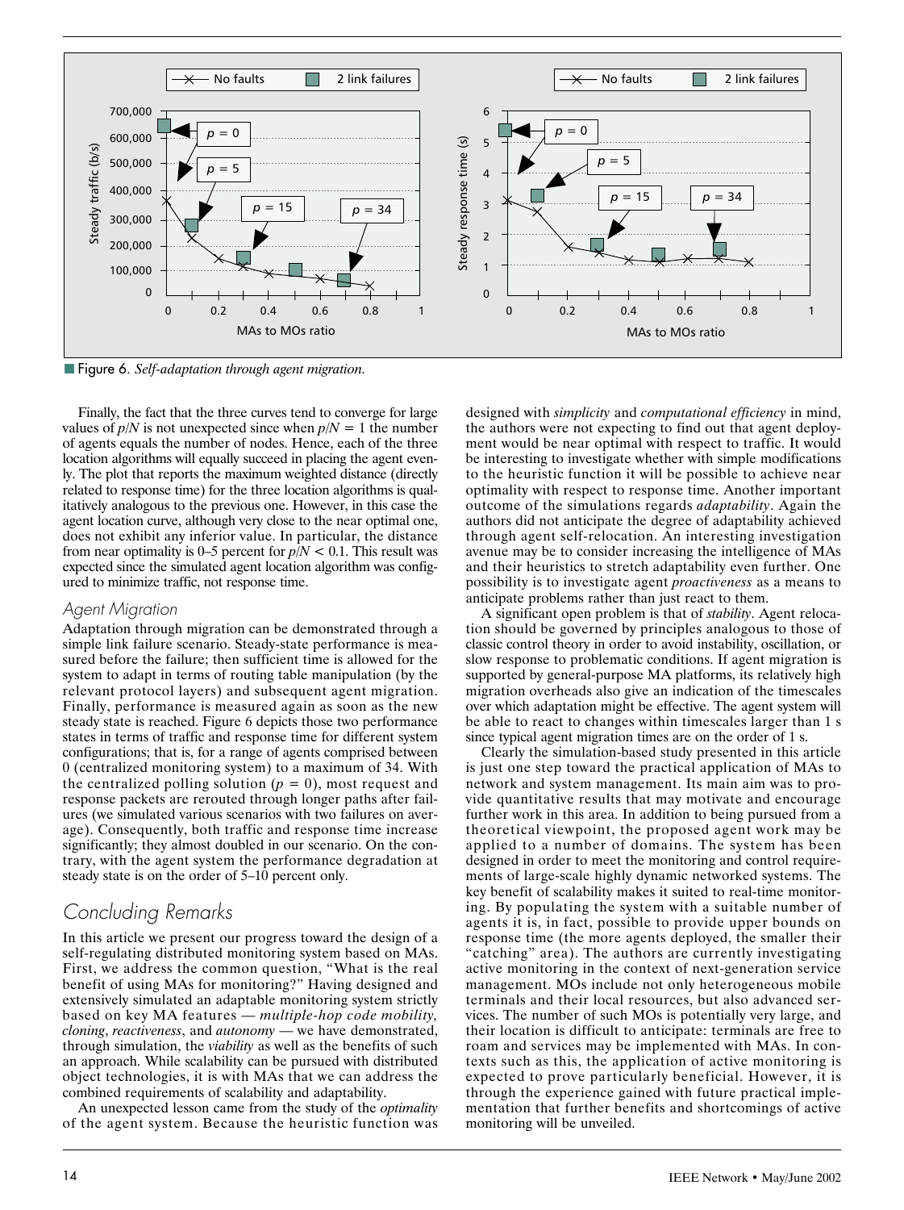No faults
2 link failures

Steady traffic (b/s)

700,000
600,000
500,000
400,000
300,000
200,000
100,000
0

$p$ = 0
$p$ = 5
$p$ = 15
$p$ = 34

0
0.2
0.4
0.6
0.8
1

MAs to MOs ratio

No faults
2 link failures

Steady response time (s)

6
5
4
3
2
1
0

$p$ = 0
$p$ = 5
$p$ = 15
$p$ = 34

0
0.2
0.4
0.6
0.8
1

MAs to MOs ratio

Figure 6. *Self-adaptation through agent migration.*

Finally, the fact that the three curves tend to converge for large values of $p/N$ is not unexpected since when $p/N = 1$ the number of agents equals the number of nodes. Hence, each of the three location algorithms will equally succeed in placing the agent evenly. The plot that reports the maximum weighted distance (directly related to response time) for the three location algorithms is qualitatively analogous to the previous one. However, in this case the agent location curve, although very close to the near optimal one, does not exhibit any inferior value. In particular, the distance from near optimality is 0–5 percent for $p/N < 0.1$. This result was expected since the simulated agent location algorithm was configured to minimize traffic, not response time.

### Agent Migration

Adaptation through migration can be demonstrated through a simple link failure scenario. Steady-state performance is measured before the failure; then sufficient time is allowed for the system to adapt in terms of routing table manipulation (by the relevant protocol layers) and subsequent agent migration. Finally, performance is measured again as soon as the new steady state is reached. Figure 6 depicts those two performance states in terms of traffic and response time for different system configurations; that is, for a range of agents comprised between 0 (centralized monitoring system) to a maximum of 34. With the centralized polling solution ($p = 0$), most request and response packets are rerouted through longer paths after failures (we simulated various scenarios with two failures on average). Consequently, both traffic and response time increase significantly; they almost doubled in our scenario. On the contrary, with the agent system the performance degradation at steady state is on the order of 5–10 percent only.

## Concluding Remarks

In this article we present our progress toward the design of a self-regulating distributed monitoring system based on MAs. First, we address the common question, "What is the real benefit of using MAs for monitoring?" Having designed and extensively simulated an adaptable monitoring system strictly based on key MA features — *multiple-hop code mobility, cloning*, *reactiveness*, and *autonomy* — we have demonstrated, through simulation, the *viability* as well as the benefits of such an approach. While scalability can be pursued with distributed object technologies, it is with MAs that we can address the combined requirements of scalability and adaptability.

An unexpected lesson came from the study of the *optimality* of the agent system. Because the heuristic function was designed with *simplicity* and *computational efficiency* in mind, the authors were not expecting to find out that agent deployment would be near optimal with respect to traffic. It would be interesting to investigate whether with simple modifications to the heuristic function it will be possible to achieve near optimality with respect to response time. Another important outcome of the simulations regards *adaptability*. Again the authors did not anticipate the degree of adaptability achieved through agent self-relocation. An interesting investigation avenue may be to consider increasing the intelligence of MAs and their heuristics to stretch adaptability even further. One possibility is to investigate agent *proactiveness* as a means to anticipate problems rather than just react to them.

A significant open problem is that of *stability*. Agent relocation should be governed by principles analogous to those of classic control theory in order to avoid instability, oscillation, or slow response to problematic conditions. If agent migration is supported by general-purpose MA platforms, its relatively high migration overheads also give an indication of the timescales over which adaptation might be effective. The agent system will be able to react to changes within timescales larger than 1 s since typical agent migration times are on the order of 1 s.

Clearly the simulation-based study presented in this article is just one step toward the practical application of MAs to network and system management. Its main aim was to provide quantitative results that may motivate and encourage further work in this area. In addition to being pursued from a theoretical viewpoint, the proposed agent work may be applied to a number of domains. The system has been designed in order to meet the monitoring and control requirements of large-scale highly dynamic networked systems. The key benefit of scalability makes it suited to real-time monitoring. By populating the system with a suitable number of agents it is, in fact, possible to provide upper bounds on response time (the more agents deployed, the smaller their "catching" area). The authors are currently investigating active monitoring in the context of next-generation service management. MOs include not only heterogeneous mobile terminals and their local resources, but also advanced services. The number of such MOs is potentially very large, and their location is difficult to anticipate: terminals are free to roam and services may be implemented with MAs. In contexts such as this, the application of active monitoring is expected to prove particularly beneficial. However, it is through the experience gained with future practical implementation that further benefits and shortcomings of active monitoring will be unveiled.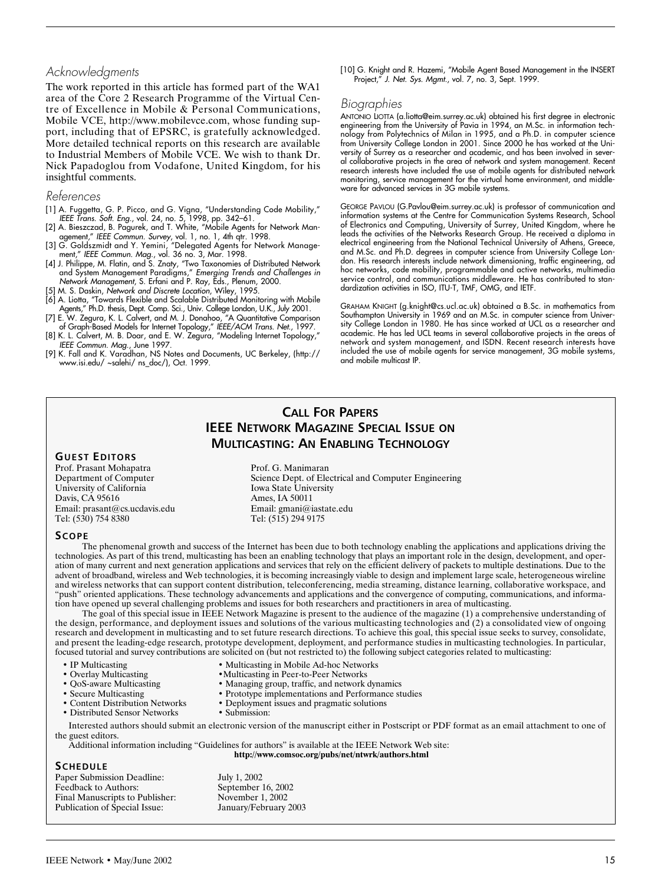## Acknowledgments

The work reported in this article has formed part of the WA1 area of the Core 2 Research Programme of the Virtual Centre of Excellence in Mobile & Personal Communications, Mobile VCE, http://www.mobilevce.com, whose funding support, including that of EPSRC, is gratefully acknowledged. More detailed technical reports on this research are available to Industrial Members of Mobile VCE. We wish to thank Dr. Nick Papadoglou from Vodafone, United Kingdom, for his insightful comments.

## References

[1] A. Fuggetta, G. P. Picco, and G. Vigna, "Understanding Code Mobility," *IEEE Trans. Soft. Eng.*, vol. 24, no. 5, 1998, pp. 342–61.

[2] A. Bieszczad, B. Pagurek, and T. White, "Mobile Agents for Network Management," *IEEE Commun. Survey*, vol. 1, no. 1, 4th qtr. 1998.

[3] G. Goldszmidt and Y. Yemini, "Delegated Agents for Network Management," *IEEE Commun. Mag.*, vol. 36 no. 3, Mar. 1998.

[4] J. Philippe, M. Flatin, and S. Znaty, "Two Taxonomies of Distributed Network and System Management Paradigms," *Emerging Trends and Challenges in Network Management*, S. Erfani and P. Ray, Eds., Plenum, 2000.

[5] M. S. Daskin, *Network and Discrete Location*, Wiley, 1995.

[6] A. Liotta, "Towards Flexible and Scalable Distributed Monitoring with Mobile Agents," Ph.D. thesis, Dept. Comp. Sci., Univ. College London, U.K., July 2001.

[7] E. W. Zegura, K. L. Calvert, and M. J. Donahoo, "A Quantitative Comparison of Graph-Based Models for Internet Topology," *IEEE/ACM Trans. Net.*, 1997.

[8] K. L. Calvert, M. B. Doar, and E. W. Zegura, "Modeling Internet Topology," *IEEE Commun. Mag.*, June 1997.

[9] K. Fall and K. Varadhan, NS Notes and Documents, UC Berkeley, (http:// www.isi.edu/ ~salehi/ ns_doc/), Oct. 1999.

[10] G. Knight and R. Hazemi, "Mobile Agent Based Management in the INSERT Project," *J. Net. Sys. Mgmt.*, vol. 7, no. 3, Sept. 1999.

## Biographies

ANTONIO LIOTTA (a.liotta@eim.surrey.ac.uk) obtained his first degree in electronic engineering from the University of Pavia in 1994, an M.Sc. in information technology from Polytechnics of Milan in 1995, and a Ph.D. in computer science from University College London in 2001. Since 2000 he has worked at the University of Surrey as a researcher and academic, and has been involved in several collaborative projects in the area of network and system management. Recent research interests have included the use of mobile agents for distributed network monitoring, service management for the virtual home environment, and middleware for advanced services in 3G mobile systems.

GEORGE PAVLOU (G.Pavlou@eim.surrey.ac.uk) is professor of communication and information systems at the Centre for Communication Systems Research, School of Electronics and Computing, University of Surrey, United Kingdom, where he leads the activities of the Networks Research Group. He received a diploma in electrical engineering from the National Technical University of Athens, Greece, and M.Sc. and Ph.D. degrees in computer science from University College London. His research interests include network dimensioning, traffic engineering, ad hoc networks, code mobility, programmable and active networks, multimedia service control, and communications middleware. He has contributed to standardization activities in ISO, ITU-T, TMF, OMG, and IETF.

GRAHAM KNIGHT (g.knight@cs.ucl.ac.uk) obtained a B.Sc. in mathematics from Southampton University in 1969 and an M.Sc. in computer science from University College London in 1980. He has since worked at UCL as a researcher and academic. He has led UCL teams in several collaborative projects in the areas of network and system management, and ISDN. Recent research interests have included the use of mobile agents for service management, 3G mobile systems, and mobile multicast IP.

# CALL FOR PAPERS
# IEEE NETWORK MAGAZINE SPECIAL ISSUE ON MULTICASTING: AN ENABLING TECHNOLOGY

### GUEST EDITORS

Prof. Prasant Mohapatra
Department of Computer
University of California
Davis, CA 95616
Email: prasant@cs.ucdavis.edu
Tel: (530) 754 8380

Prof. G. Manimaran
Science Dept. of Electrical and Computer Engineering
Iowa State University
Ames, IA 50011
Email: gmani@iastate.edu
Tel: (515) 294 9175

### SCOPE

The phenomenal growth and success of the Internet has been due to both technology enabling the applications and applications driving the technologies. As part of this trend, multicasting has been an enabling technology that plays an important role in the design, development, and operation of many current and next generation applications and services that rely on the efficient delivery of packets to multiple destinations. Due to the advent of broadband, wireless and Web technologies, it is becoming increasingly viable to design and implement large scale, heterogeneous wireline and wireless networks that can support content distribution, teleconferencing, media streaming, distance learning, collaborative workspace, and "push" oriented applications. These technology advancements and applications and the convergence of computing, communications, and information have opened up several challenging problems and issues for both researchers and practitioners in area of multicasting.

The goal of this special issue in IEEE Network Magazine is present to the audience of the magazine (1) a comprehensive understanding of the design, performance, and deployment issues and solutions of the various multicasting technologies and (2) a consolidated view of ongoing research and development in multicasting and to set future research directions. To achieve this goal, this special issue seeks to survey, consolidate, and present the leading-edge research, prototype development, deployment, and performance studies in multicasting technologies. In particular, focused tutorial and survey contributions are solicited on (but not restricted to) the following subject categories related to multicasting:

- IP Multicasting
- Overlay Multicasting
- QoS-aware Multicasting
- Secure Multicasting
- Content Distribution Networks
- Distributed Sensor Networks
- Multicasting in Mobile Ad-hoc Networks
- Multicasting in Peer-to-Peer Networks
- Managing group, traffic, and network dynamics
- Prototype implementations and Performance studies
- Deployment issues and pragmatic solutions
- Submission:

Interested authors should submit an electronic version of the manuscript either in Postscript or PDF format as an email attachment to one of the guest editors.

Additional information including "Guidelines for authors" is available at the IEEE Network Web site:

**http://www.comsoc.org/pubs/net/ntwrk/authors.html**

### SCHEDULE

| | |
|---|---|
| Paper Submission Deadline: | July 1, 2002 |
| Feedback to Authors: | September 16, 2002 |
| Final Manuscripts to Publisher: | November 1, 2002 |
| Publication of Special Issue: | January/February 2003 |